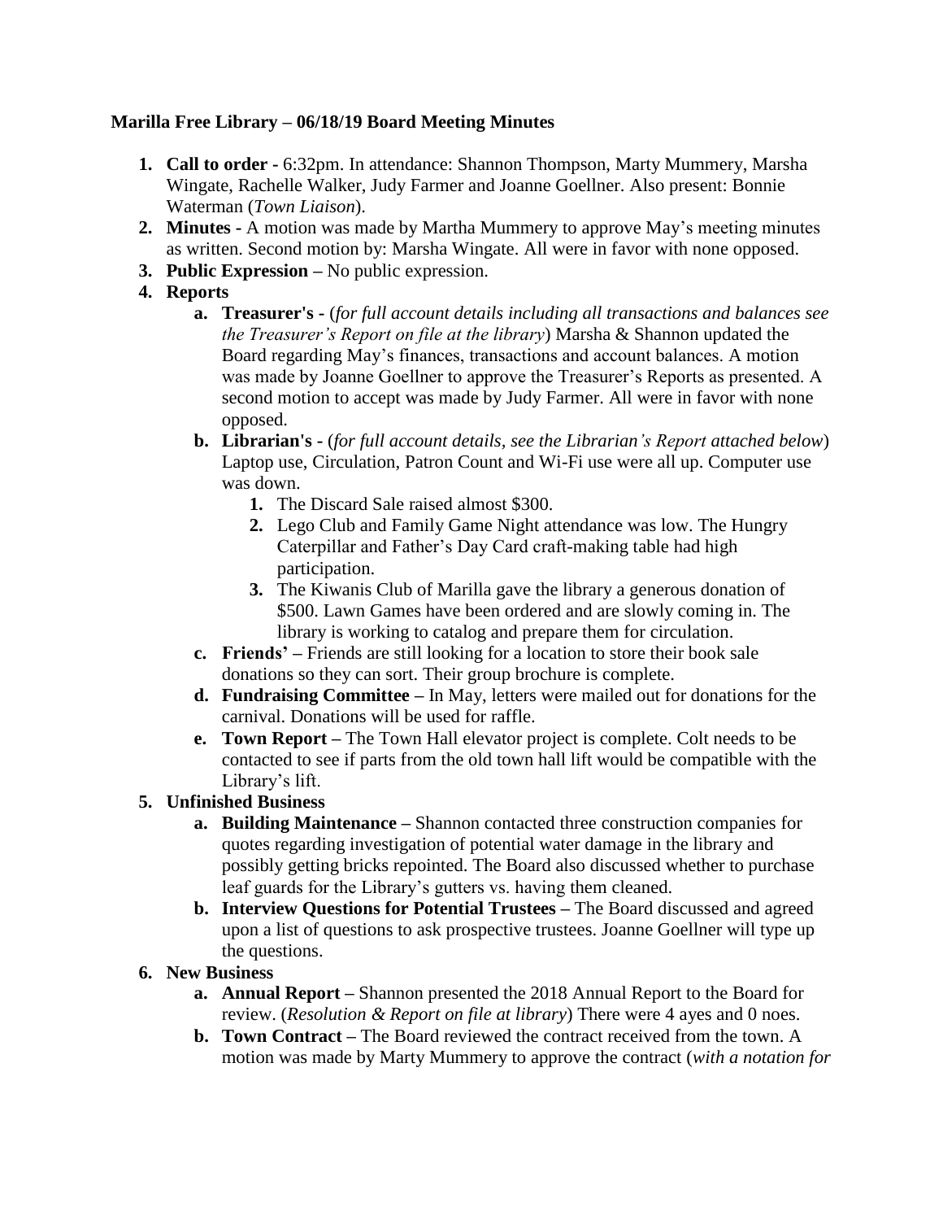**Marilla Free Library – 06/18/19 Board Meeting Minutes**

1. **Call to order -** 6:32pm. In attendance: Shannon Thompson, Marty Mummery, Marsha Wingate, Rachelle Walker, Judy Farmer and Joanne Goellner. Also present: Bonnie Waterman (*Town Liaison*).
2. **Minutes -** A motion was made by Martha Mummery to approve May's meeting minutes as written. Second motion by: Marsha Wingate. All were in favor with none opposed.
3. **Public Expression –** No public expression.
4. **Reports**
   a. **Treasurer's -** (*for full account details including all transactions and balances see the Treasurer's Report on file at the library*) Marsha & Shannon updated the Board regarding May's finances, transactions and account balances. A motion was made by Joanne Goellner to approve the Treasurer's Reports as presented. A second motion to accept was made by Judy Farmer. All were in favor with none opposed.
   b. **Librarian's -** (*for full account details, see the Librarian's Report attached below*) Laptop use, Circulation, Patron Count and Wi-Fi use were all up. Computer use was down.
      1. The Discard Sale raised almost $300.
      2. Lego Club and Family Game Night attendance was low. The Hungry Caterpillar and Father's Day Card craft-making table had high participation.
      3. The Kiwanis Club of Marilla gave the library a generous donation of $500. Lawn Games have been ordered and are slowly coming in. The library is working to catalog and prepare them for circulation.
   c. **Friends' –** Friends are still looking for a location to store their book sale donations so they can sort. Their group brochure is complete.
   d. **Fundraising Committee –** In May, letters were mailed out for donations for the carnival. Donations will be used for raffle.
   e. **Town Report –** The Town Hall elevator project is complete. Colt needs to be contacted to see if parts from the old town hall lift would be compatible with the Library's lift.
5. **Unfinished Business**
   a. **Building Maintenance –** Shannon contacted three construction companies for quotes regarding investigation of potential water damage in the library and possibly getting bricks repointed. The Board also discussed whether to purchase leaf guards for the Library's gutters vs. having them cleaned.
   b. **Interview Questions for Potential Trustees –** The Board discussed and agreed upon a list of questions to ask prospective trustees. Joanne Goellner will type up the questions.
6. **New Business**
   a. **Annual Report –** Shannon presented the 2018 Annual Report to the Board for review. (*Resolution & Report on file at library*) There were 4 ayes and 0 noes.
   b. **Town Contract –** The Board reviewed the contract received from the town. A motion was made by Marty Mummery to approve the contract (*with a notation for*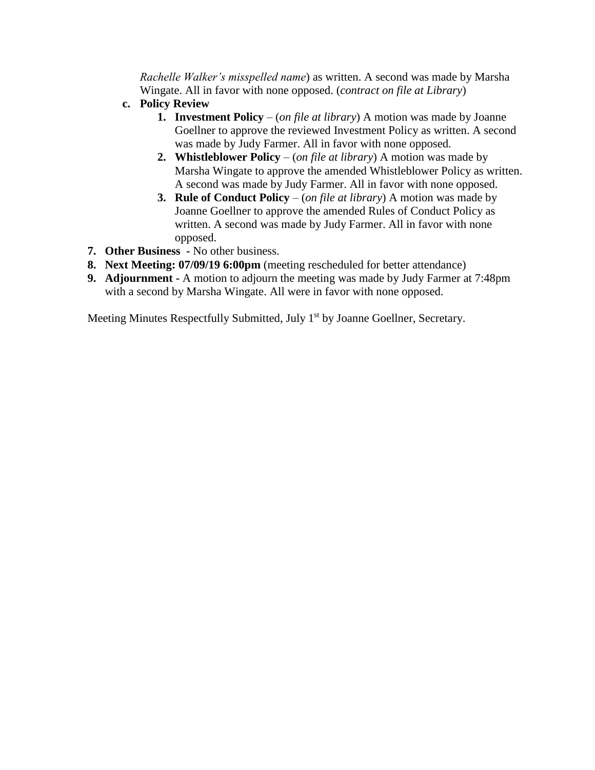*Rachelle Walker's misspelled name*) as written. A second was made by Marsha Wingate. All in favor with none opposed. (*contract on file at Library*)

   c. **Policy Review**
      1. **Investment Policy** – (*on file at library*) A motion was made by Joanne Goellner to approve the reviewed Investment Policy as written. A second was made by Judy Farmer. All in favor with none opposed.
      2. **Whistleblower Policy** – (*on file at library*) A motion was made by Marsha Wingate to approve the amended Whistleblower Policy as written. A second was made by Judy Farmer. All in favor with none opposed.
      3. **Rule of Conduct Policy** – (*on file at library*) A motion was made by Joanne Goellner to approve the amended Rules of Conduct Policy as written. A second was made by Judy Farmer. All in favor with none opposed.

7. **Other Business -** No other business.
8. **Next Meeting: 07/09/19 6:00pm** (meeting rescheduled for better attendance)
9. **Adjournment -** A motion to adjourn the meeting was made by Judy Farmer at 7:48pm with a second by Marsha Wingate. All were in favor with none opposed.

Meeting Minutes Respectfully Submitted, July 1st by Joanne Goellner, Secretary.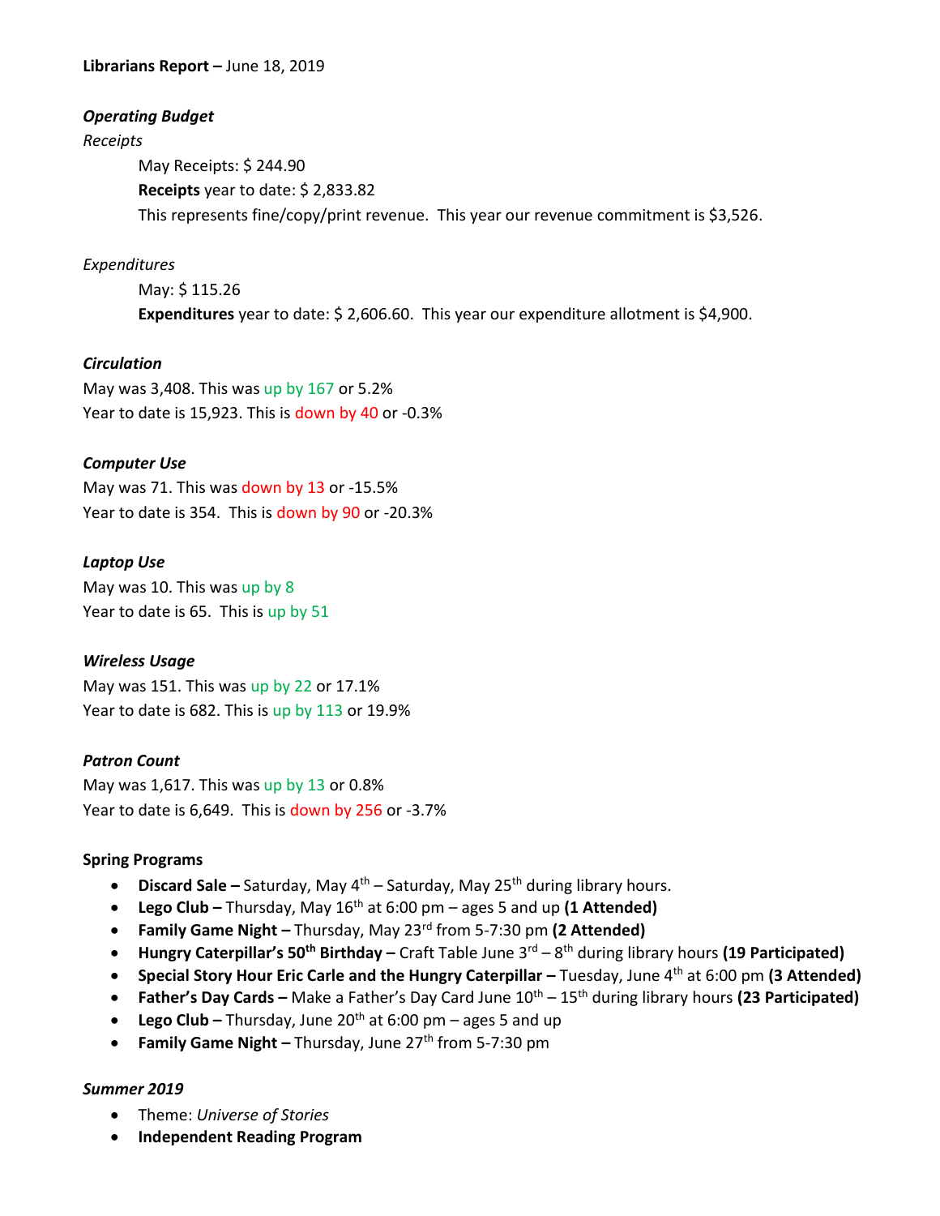**Librarians Report –** June 18, 2019

***Operating Budget***

*Receipts*

May Receipts: $ 244.90

**Receipts** year to date: $ 2,833.82

This represents fine/copy/print revenue. This year our revenue commitment is $3,526.

*Expenditures*

May: $ 115.26

**Expenditures** year to date: $ 2,606.60. This year our expenditure allotment is $4,900.

***Circulation***

May was 3,408. This was up by 167 or 5.2%

Year to date is 15,923. This is down by 40 or -0.3%

***Computer Use***

May was 71. This was down by 13 or -15.5%

Year to date is 354. This is down by 90 or -20.3%

***Laptop Use***

May was 10. This was up by 8

Year to date is 65. This is up by 51

***Wireless Usage***

May was 151. This was up by 22 or 17.1%

Year to date is 682. This is up by 113 or 19.9%

***Patron Count***

May was 1,617. This was up by 13 or 0.8%

Year to date is 6,649. This is down by 256 or -3.7%

**Spring Programs**

- **Discard Sale –** Saturday, May 4th – Saturday, May 25th during library hours.
- **Lego Club –** Thursday, May 16th at 6:00 pm – ages 5 and up **(1 Attended)**
- **Family Game Night –** Thursday, May 23rd from 5-7:30 pm **(2 Attended)**
- **Hungry Caterpillar's 50th Birthday –** Craft Table June 3rd – 8th during library hours **(19 Participated)**
- **Special Story Hour Eric Carle and the Hungry Caterpillar –** Tuesday, June 4th at 6:00 pm **(3 Attended)**
- **Father's Day Cards –** Make a Father's Day Card June 10th – 15th during library hours **(23 Participated)**
- **Lego Club –** Thursday, June 20th at 6:00 pm – ages 5 and up
- **Family Game Night –** Thursday, June 27th from 5-7:30 pm

***Summer 2019***

- Theme: *Universe of Stories*
- **Independent Reading Program**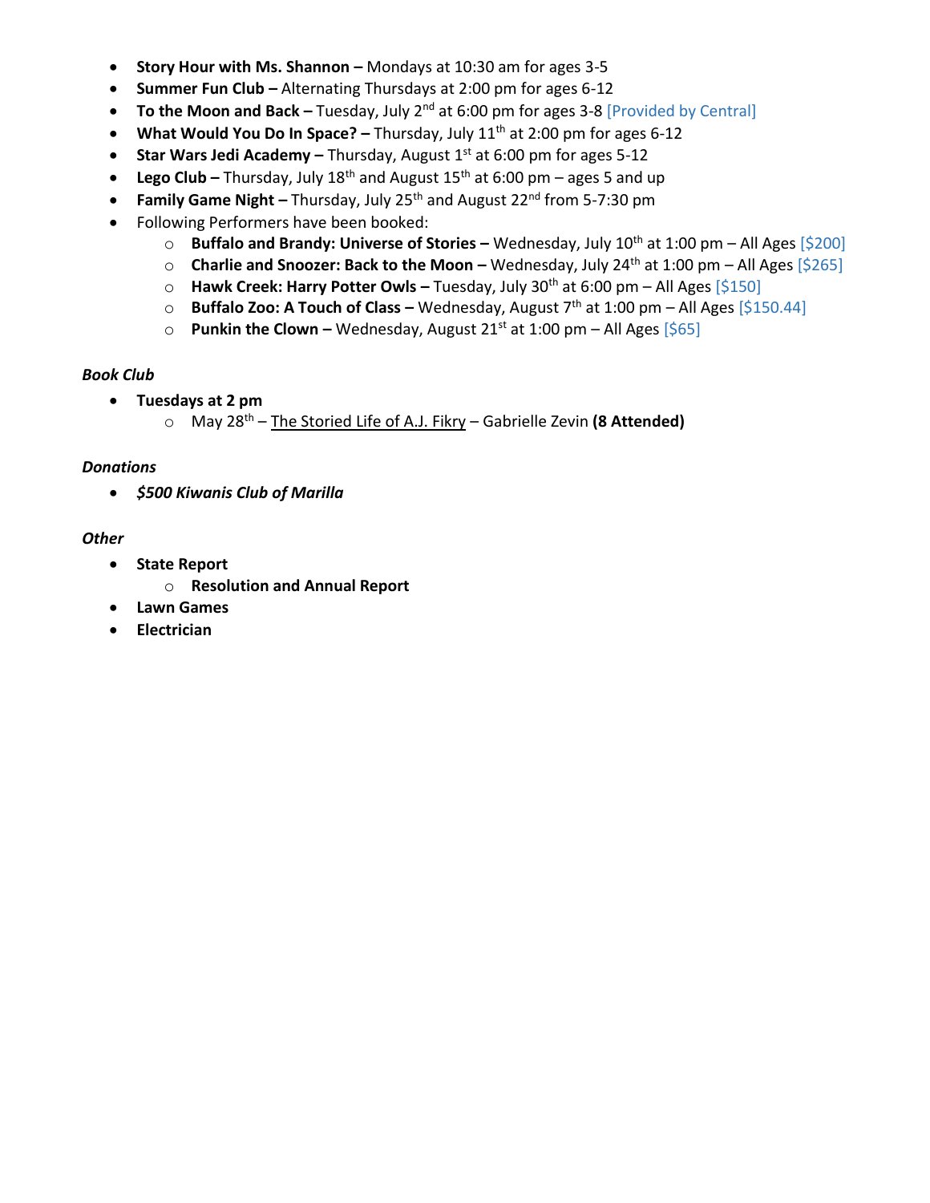- **Story Hour with Ms. Shannon –** Mondays at 10:30 am for ages 3-5
- **Summer Fun Club –** Alternating Thursdays at 2:00 pm for ages 6-12
- **To the Moon and Back –** Tuesday, July 2nd at 6:00 pm for ages 3-8 [Provided by Central]
- **What Would You Do In Space? –** Thursday, July 11th at 2:00 pm for ages 6-12
- **Star Wars Jedi Academy –** Thursday, August 1st at 6:00 pm for ages 5-12
- **Lego Club –** Thursday, July 18th and August 15th at 6:00 pm – ages 5 and up
- **Family Game Night –** Thursday, July 25th and August 22nd from 5-7:30 pm
- Following Performers have been booked:
  - **Buffalo and Brandy: Universe of Stories –** Wednesday, July 10th at 1:00 pm – All Ages [$200]
  - **Charlie and Snoozer: Back to the Moon –** Wednesday, July 24th at 1:00 pm – All Ages [$265]
  - **Hawk Creek: Harry Potter Owls –** Tuesday, July 30th at 6:00 pm – All Ages [$150]
  - **Buffalo Zoo: A Touch of Class –** Wednesday, August 7th at 1:00 pm – All Ages [$150.44]
  - **Punkin the Clown –** Wednesday, August 21st at 1:00 pm – All Ages [$65]

***Book Club***

- **Tuesdays at 2 pm**
  - May 28th – The Storied Life of A.J. Fikry – Gabrielle Zevin **(8 Attended)**

***Donations***

- ***$500 Kiwanis Club of Marilla***

***Other***

- **State Report**
  - **Resolution and Annual Report**
- **Lawn Games**
- **Electrician**